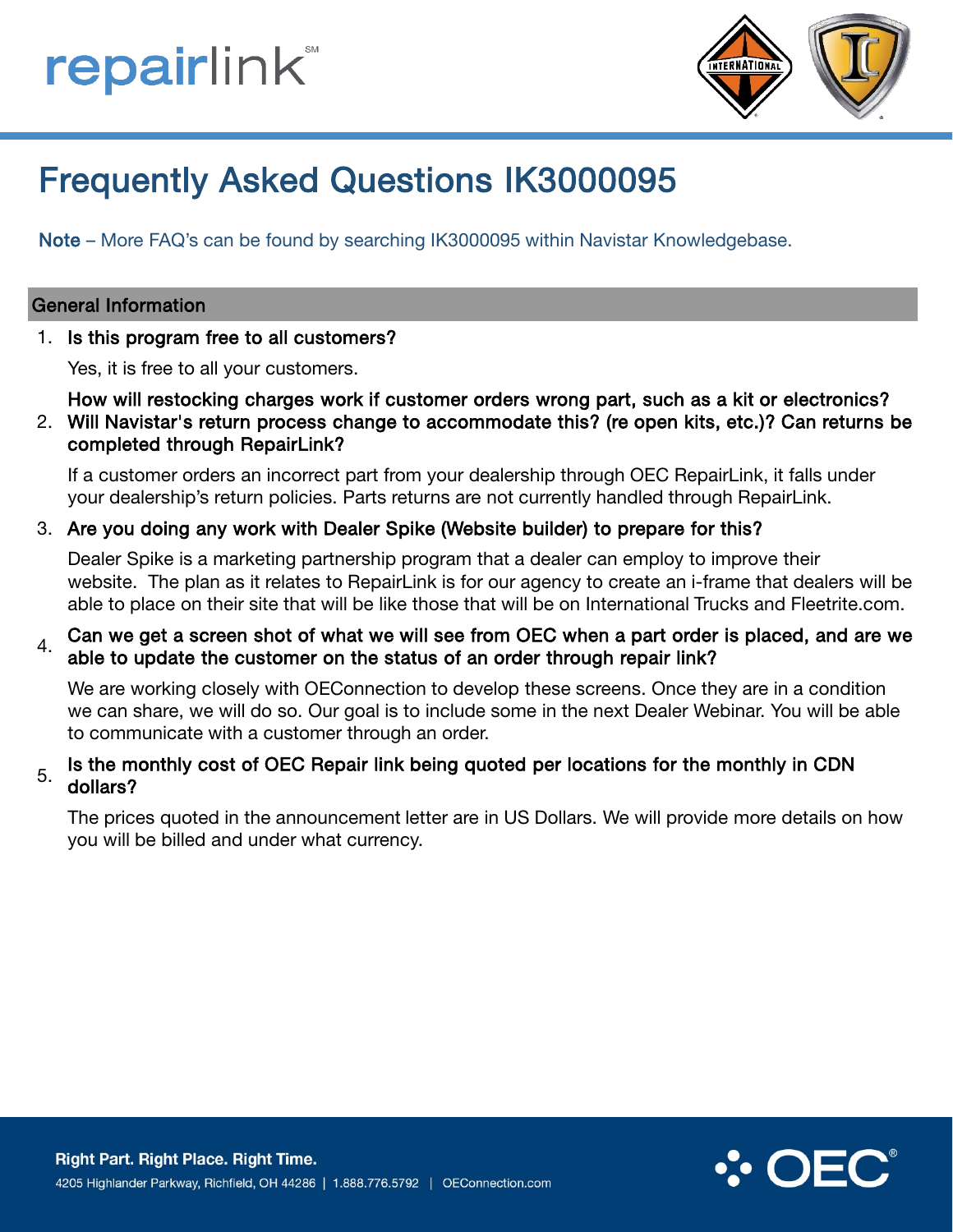# Frequently Asked Questions IK3000095

**Note** – More FAQ's can be found by searching IK3000095 within Navistar Knowledgebase.

## General Information

1. **Is this program free to all customers?**

   Yes, it is free to all your customers.

2. **How will restocking charges work if customer orders wrong part, such as a kit or electronics? Will Navistar's return process change to accommodate this? (re open kits, etc.)? Can returns be completed through RepairLink?**

   If a customer orders an incorrect part from your dealership through OEC RepairLink, it falls under your dealership's return policies. Parts returns are not currently handled through RepairLink.

3. **Are you doing any work with Dealer Spike (Website builder) to prepare for this?**

   Dealer Spike is a marketing partnership program that a dealer can employ to improve their website. The plan as it relates to RepairLink is for our agency to create an i-frame that dealers will be able to place on their site that will be like those that will be on International Trucks and Fleetrite.com.

4. **Can we get a screen shot of what we will see from OEC when a part order is placed, and are we able to update the customer on the status of an order through repair link?**

   We are working closely with OEConnection to develop these screens. Once they are in a condition we can share, we will do so. Our goal is to include some in the next Dealer Webinar. You will be able to communicate with a customer through an order.

5. **Is the monthly cost of OEC Repair link being quoted per locations for the monthly in CDN dollars?**

   The prices quoted in the announcement letter are in US Dollars. We will provide more details on how you will be billed and under what currency.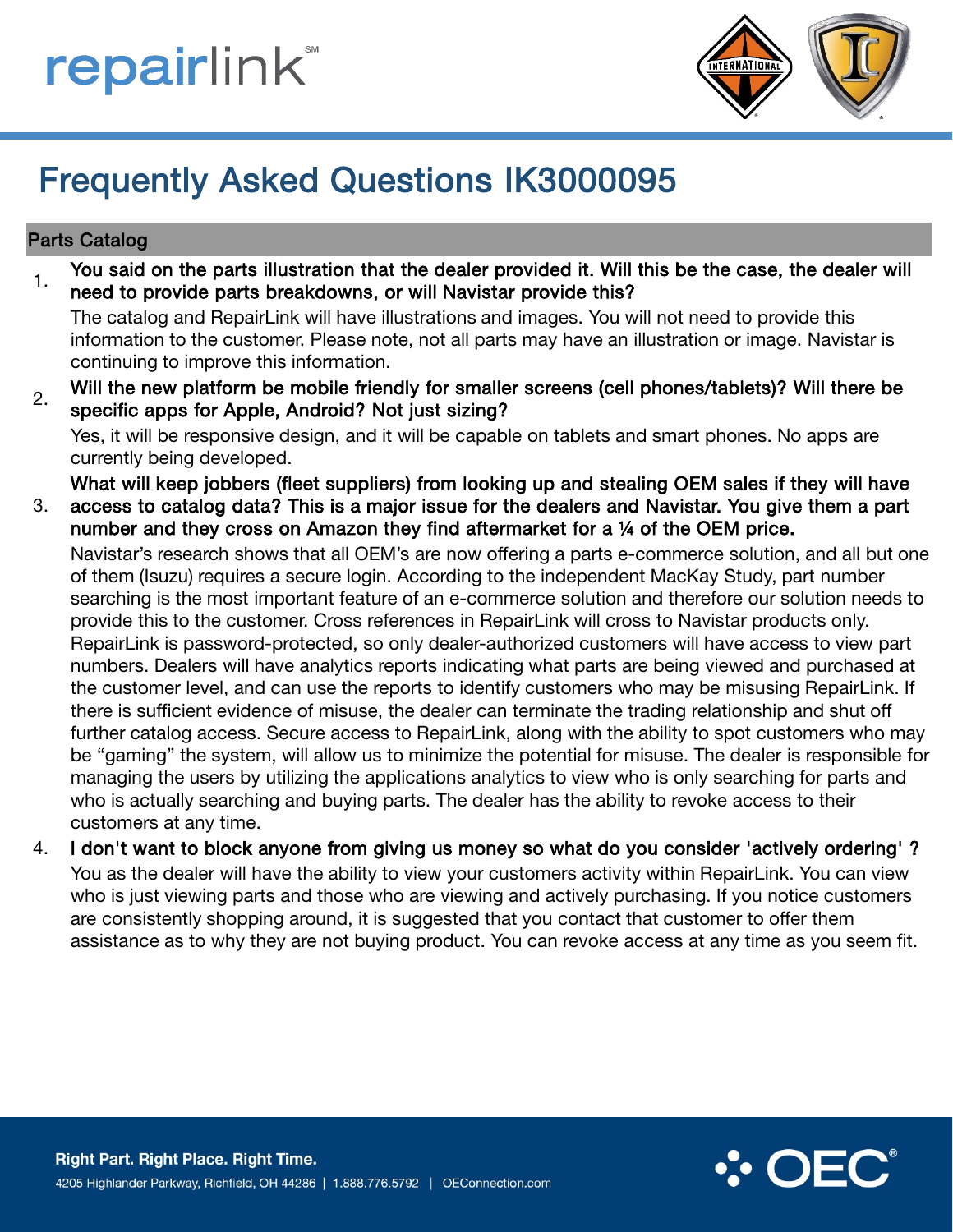# Frequently Asked Questions IK3000095

## Parts Catalog

1. **You said on the parts illustration that the dealer provided it. Will this be the case, the dealer will need to provide parts breakdowns, or will Navistar provide this?**

   The catalog and RepairLink will have illustrations and images. You will not need to provide this information to the customer. Please note, not all parts may have an illustration or image. Navistar is continuing to improve this information.

2. **Will the new platform be mobile friendly for smaller screens (cell phones/tablets)? Will there be specific apps for Apple, Android? Not just sizing?**

   Yes, it will be responsive design, and it will be capable on tablets and smart phones. No apps are currently being developed.

3. **What will keep jobbers (fleet suppliers) from looking up and stealing OEM sales if they will have access to catalog data? This is a major issue for the dealers and Navistar. You give them a part number and they cross on Amazon they find aftermarket for a ¼ of the OEM price.**

   Navistar's research shows that all OEM's are now offering a parts e-commerce solution, and all but one of them (Isuzu) requires a secure login. According to the independent MacKay Study, part number searching is the most important feature of an e-commerce solution and therefore our solution needs to provide this to the customer. Cross references in RepairLink will cross to Navistar products only. RepairLink is password-protected, so only dealer-authorized customers will have access to view part numbers. Dealers will have analytics reports indicating what parts are being viewed and purchased at the customer level, and can use the reports to identify customers who may be misusing RepairLink. If there is sufficient evidence of misuse, the dealer can terminate the trading relationship and shut off further catalog access. Secure access to RepairLink, along with the ability to spot customers who may be "gaming" the system, will allow us to minimize the potential for misuse. The dealer is responsible for managing the users by utilizing the applications analytics to view who is only searching for parts and who is actually searching and buying parts. The dealer has the ability to revoke access to their customers at any time.

4. **I don't want to block anyone from giving us money so what do you consider 'actively ordering' ?**

   You as the dealer will have the ability to view your customers activity within RepairLink. You can view who is just viewing parts and those who are viewing and actively purchasing. If you notice customers are consistently shopping around, it is suggested that you contact that customer to offer them assistance as to why they are not buying product. You can revoke access at any time as you seem fit.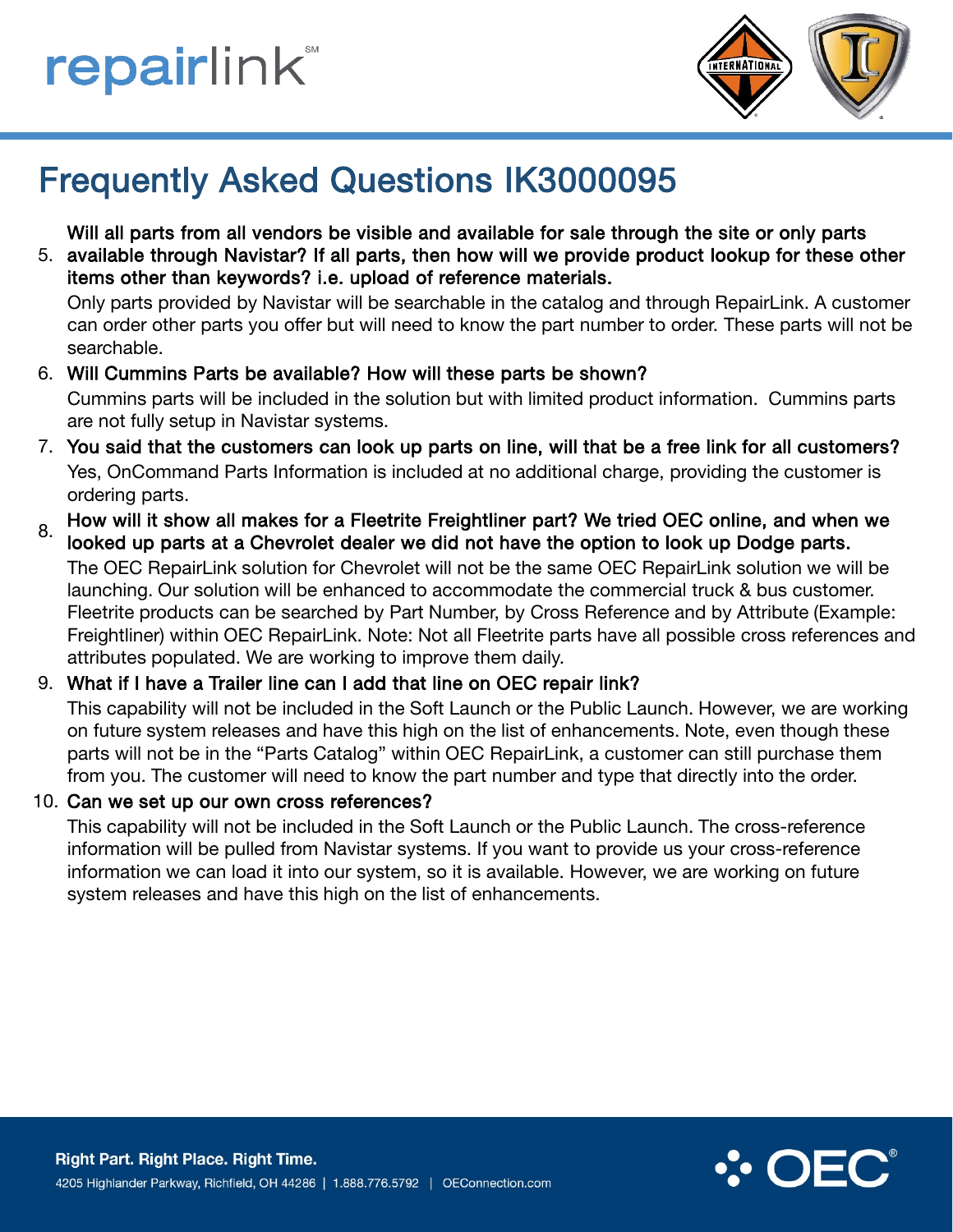# Frequently Asked Questions IK3000095

5. **Will all parts from all vendors be visible and available for sale through the site or only parts available through Navistar? If all parts, then how will we provide product lookup for these other items other than keywords? i.e. upload of reference materials.**

   Only parts provided by Navistar will be searchable in the catalog and through RepairLink. A customer can order other parts you offer but will need to know the part number to order. These parts will not be searchable.

6. **Will Cummins Parts be available? How will these parts be shown?**

   Cummins parts will be included in the solution but with limited product information. Cummins parts are not fully setup in Navistar systems.

7. **You said that the customers can look up parts on line, will that be a free link for all customers?**

   Yes, OnCommand Parts Information is included at no additional charge, providing the customer is ordering parts.

8. **How will it show all makes for a Fleetrite Freightliner part? We tried OEC online, and when we looked up parts at a Chevrolet dealer we did not have the option to look up Dodge parts.**

   The OEC RepairLink solution for Chevrolet will not be the same OEC RepairLink solution we will be launching. Our solution will be enhanced to accommodate the commercial truck & bus customer. Fleetrite products can be searched by Part Number, by Cross Reference and by Attribute (Example: Freightliner) within OEC RepairLink. Note: Not all Fleetrite parts have all possible cross references and attributes populated. We are working to improve them daily.

9. **What if I have a Trailer line can I add that line on OEC repair link?**

   This capability will not be included in the Soft Launch or the Public Launch. However, we are working on future system releases and have this high on the list of enhancements. Note, even though these parts will not be in the "Parts Catalog" within OEC RepairLink, a customer can still purchase them from you. The customer will need to know the part number and type that directly into the order.

10. **Can we set up our own cross references?**

    This capability will not be included in the Soft Launch or the Public Launch. The cross-reference information will be pulled from Navistar systems. If you want to provide us your cross-reference information we can load it into our system, so it is available. However, we are working on future system releases and have this high on the list of enhancements.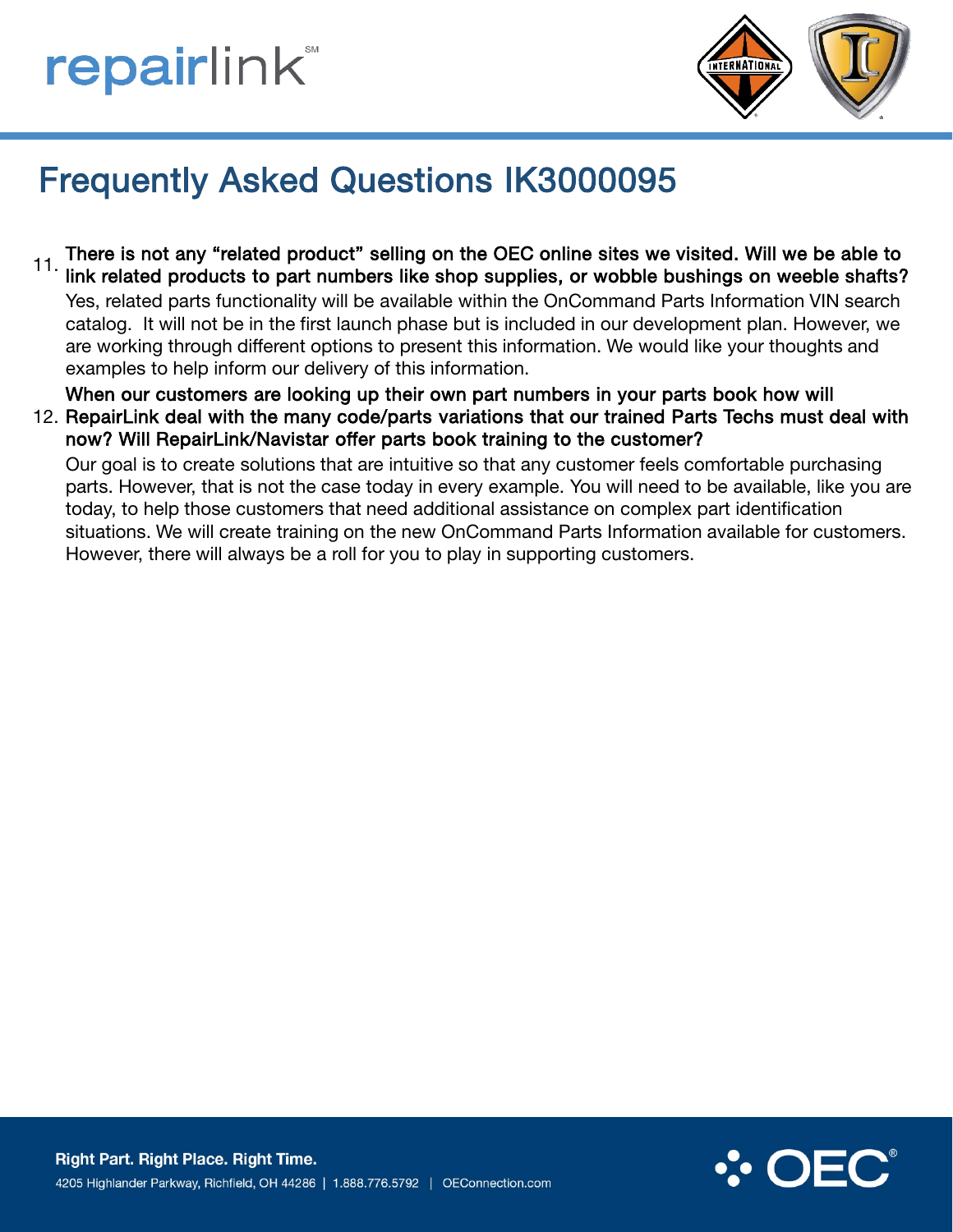# Frequently Asked Questions IK3000095

11. **There is not any "related product" selling on the OEC online sites we visited. Will we be able to link related products to part numbers like shop supplies, or wobble bushings on weeble shafts?**

    Yes, related parts functionality will be available within the OnCommand Parts Information VIN search catalog. It will not be in the first launch phase but is included in our development plan. However, we are working through different options to present this information. We would like your thoughts and examples to help inform our delivery of this information.

12. **When our customers are looking up their own part numbers in your parts book how will RepairLink deal with the many code/parts variations that our trained Parts Techs must deal with now? Will RepairLink/Navistar offer parts book training to the customer?**

    Our goal is to create solutions that are intuitive so that any customer feels comfortable purchasing parts. However, that is not the case today in every example. You will need to be available, like you are today, to help those customers that need additional assistance on complex part identification situations. We will create training on the new OnCommand Parts Information available for customers. However, there will always be a roll for you to play in supporting customers.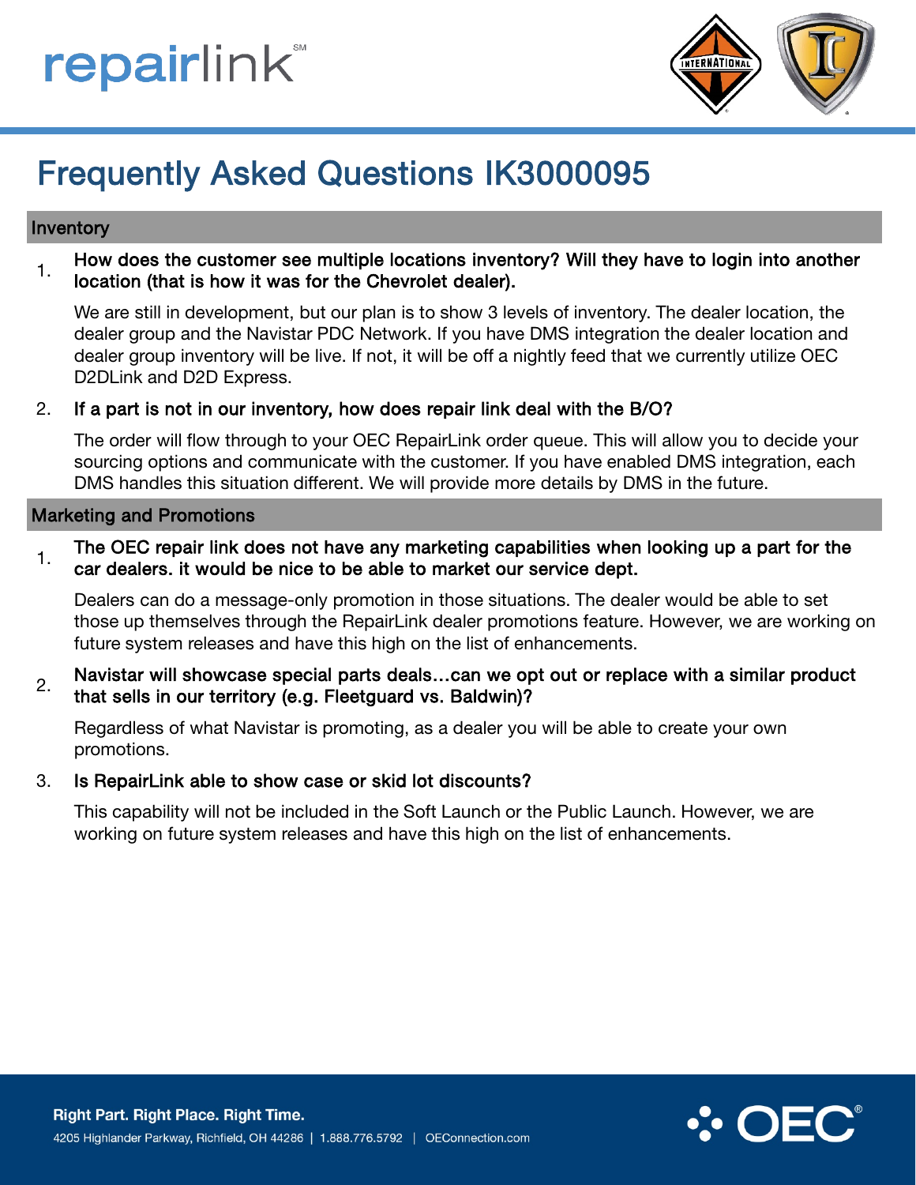# Frequently Asked Questions IK3000095

## Inventory

1. **How does the customer see multiple locations inventory? Will they have to login into another location (that is how it was for the Chevrolet dealer).**

   We are still in development, but our plan is to show 3 levels of inventory. The dealer location, the dealer group and the Navistar PDC Network. If you have DMS integration the dealer location and dealer group inventory will be live. If not, it will be off a nightly feed that we currently utilize OEC D2DLink and D2D Express.

2. **If a part is not in our inventory, how does repair link deal with the B/O?**

   The order will flow through to your OEC RepairLink order queue. This will allow you to decide your sourcing options and communicate with the customer. If you have enabled DMS integration, each DMS handles this situation different. We will provide more details by DMS in the future.

## Marketing and Promotions

1. **The OEC repair link does not have any marketing capabilities when looking up a part for the car dealers. it would be nice to be able to market our service dept.**

   Dealers can do a message-only promotion in those situations. The dealer would be able to set those up themselves through the RepairLink dealer promotions feature. However, we are working on future system releases and have this high on the list of enhancements.

2. **Navistar will showcase special parts deals…can we opt out or replace with a similar product that sells in our territory (e.g. Fleetguard vs. Baldwin)?**

   Regardless of what Navistar is promoting, as a dealer you will be able to create your own promotions.

3. **Is RepairLink able to show case or skid lot discounts?**

   This capability will not be included in the Soft Launch or the Public Launch. However, we are working on future system releases and have this high on the list of enhancements.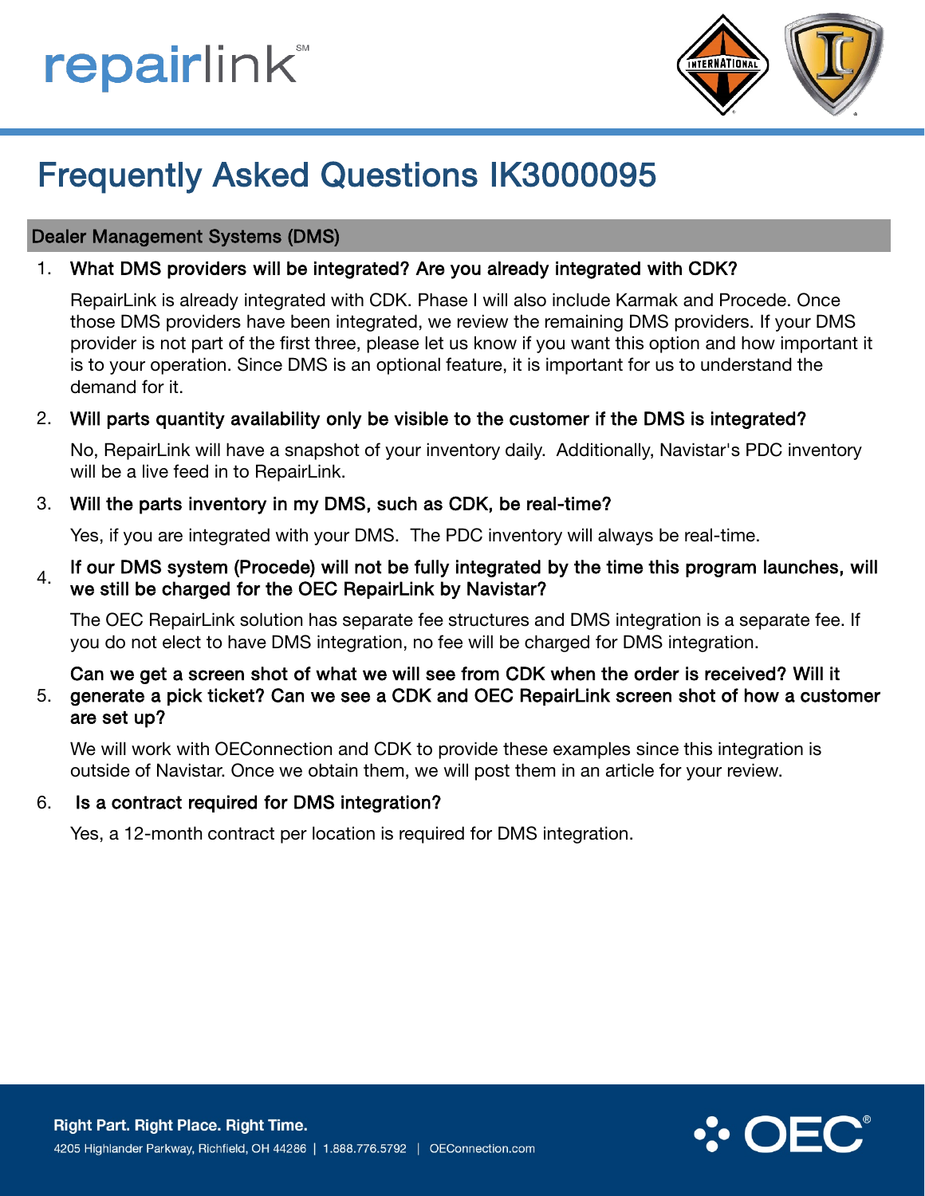# Frequently Asked Questions IK3000095

## Dealer Management Systems (DMS)

1. **What DMS providers will be integrated? Are you already integrated with CDK?**

   RepairLink is already integrated with CDK. Phase I will also include Karmak and Procede. Once those DMS providers have been integrated, we review the remaining DMS providers. If your DMS provider is not part of the first three, please let us know if you want this option and how important it is to your operation. Since DMS is an optional feature, it is important for us to understand the demand for it.

2. **Will parts quantity availability only be visible to the customer if the DMS is integrated?**

   No, RepairLink will have a snapshot of your inventory daily. Additionally, Navistar's PDC inventory will be a live feed in to RepairLink.

3. **Will the parts inventory in my DMS, such as CDK, be real-time?**

   Yes, if you are integrated with your DMS. The PDC inventory will always be real-time.

4. **If our DMS system (Procede) will not be fully integrated by the time this program launches, will we still be charged for the OEC RepairLink by Navistar?**

   The OEC RepairLink solution has separate fee structures and DMS integration is a separate fee. If you do not elect to have DMS integration, no fee will be charged for DMS integration.

5. **Can we get a screen shot of what we will see from CDK when the order is received? Will it generate a pick ticket? Can we see a CDK and OEC RepairLink screen shot of how a customer are set up?**

   We will work with OEConnection and CDK to provide these examples since this integration is outside of Navistar. Once we obtain them, we will post them in an article for your review.

6. **Is a contract required for DMS integration?**

   Yes, a 12-month contract per location is required for DMS integration.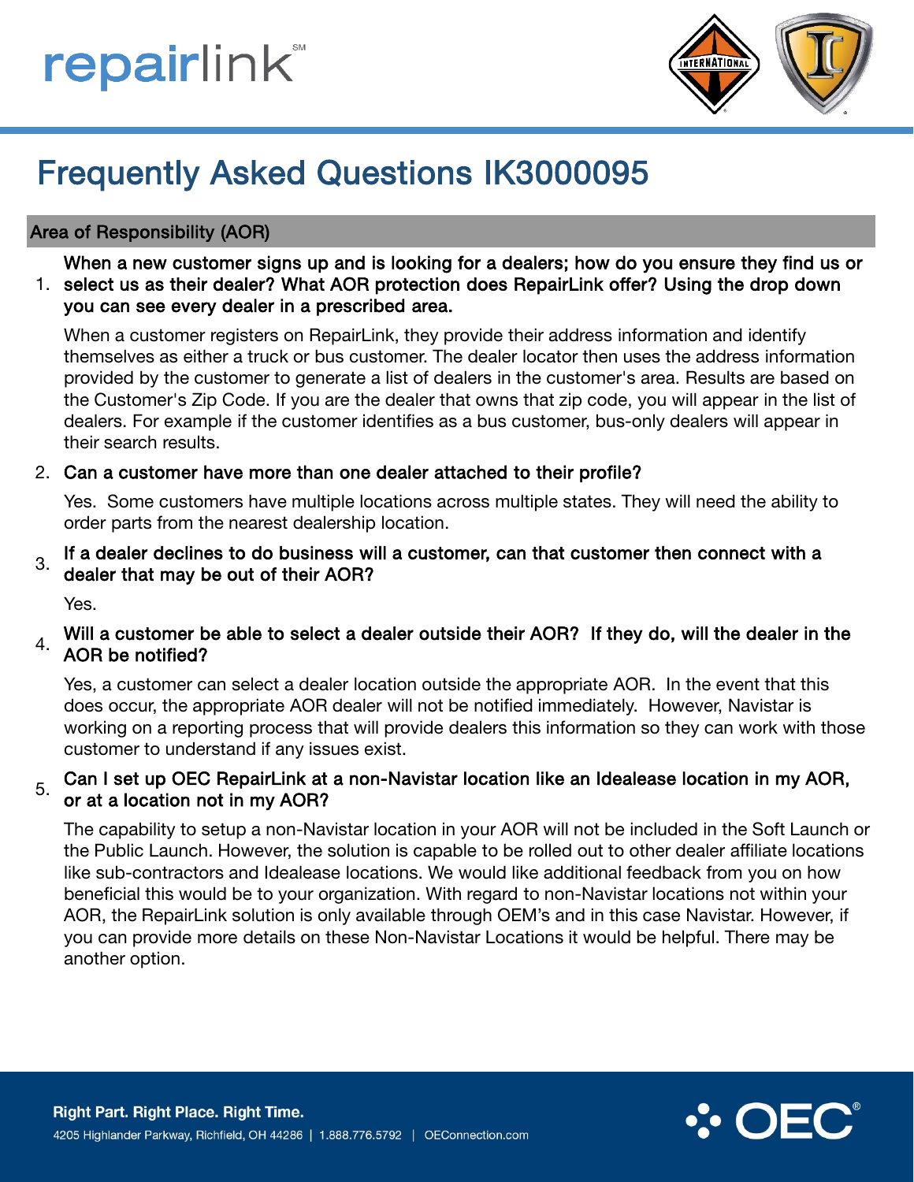# Frequently Asked Questions IK3000095

## Area of Responsibility (AOR)

1. **When a new customer signs up and is looking for a dealers; how do you ensure they find us or select us as their dealer? What AOR protection does RepairLink offer? Using the drop down you can see every dealer in a prescribed area.**

   When a customer registers on RepairLink, they provide their address information and identify themselves as either a truck or bus customer. The dealer locator then uses the address information provided by the customer to generate a list of dealers in the customer's area. Results are based on the Customer's Zip Code. If you are the dealer that owns that zip code, you will appear in the list of dealers. For example if the customer identifies as a bus customer, bus-only dealers will appear in their search results.

2. **Can a customer have more than one dealer attached to their profile?**

   Yes. Some customers have multiple locations across multiple states. They will need the ability to order parts from the nearest dealership location.

3. **If a dealer declines to do business will a customer, can that customer then connect with a dealer that may be out of their AOR?**

   Yes.

4. **Will a customer be able to select a dealer outside their AOR? If they do, will the dealer in the AOR be notified?**

   Yes, a customer can select a dealer location outside the appropriate AOR. In the event that this does occur, the appropriate AOR dealer will not be notified immediately. However, Navistar is working on a reporting process that will provide dealers this information so they can work with those customer to understand if any issues exist.

5. **Can I set up OEC RepairLink at a non-Navistar location like an Idealease location in my AOR, or at a location not in my AOR?**

   The capability to setup a non-Navistar location in your AOR will not be included in the Soft Launch or the Public Launch. However, the solution is capable to be rolled out to other dealer affiliate locations like sub-contractors and Idealease locations. We would like additional feedback from you on how beneficial this would be to your organization. With regard to non-Navistar locations not within your AOR, the RepairLink solution is only available through OEM's and in this case Navistar. However, if you can provide more details on these Non-Navistar Locations it would be helpful. There may be another option.